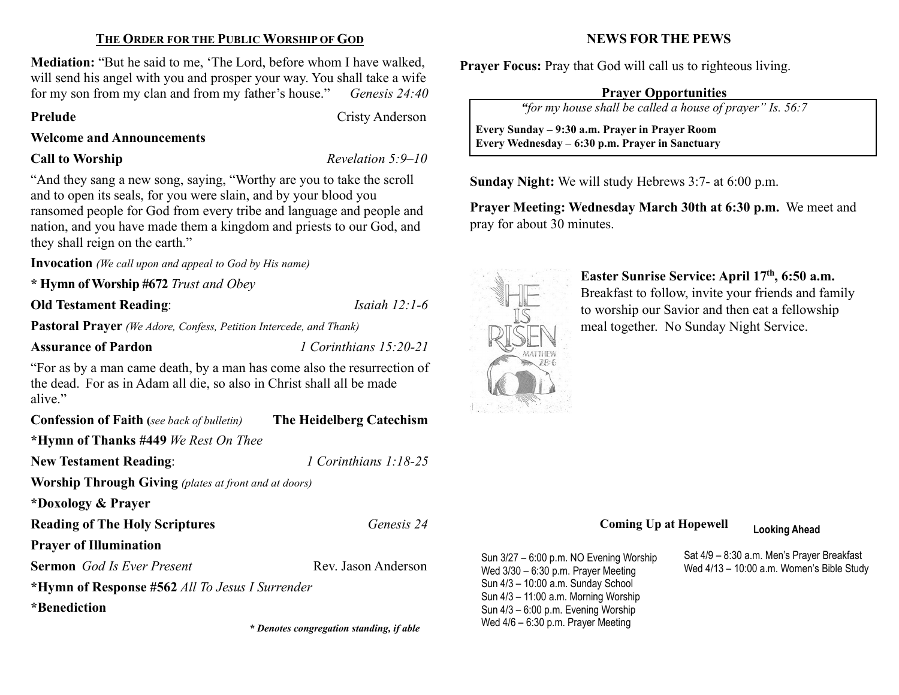## THE ORDER FOR THE PUBLIC WORSHIP OF GOD

**Mediation:** "But he said to me, 'The Lord, before whom I have walked, will send his angel with you and prosper your way. You shall take a wife for my son from my clan and from my father's house." *Genesis 24:40*

**Prelude** — Cristy Anderson

**Welcome and Announcements**

**Call to Worship** — *Revelation 5:9–10*

"And they sang a new song, saying, "Worthy are you to take the scroll and to open its seals, for you were slain, and by your blood you ransomed people for God from every tribe and language and people and nation, and you have made them a kingdom and priests to our God, and they shall reign on the earth."

**Invocation** *(We call upon and appeal to God by His name)*

**\* Hymn of Worship #672** *Trust and Obey*

**Old Testament Reading**: *Isaiah 12:1-6*

**Pastoral Prayer** *(We Adore, Confess, Petition Intercede, and Thank)*

**Assurance of Pardon** — *1 Corinthians 15:20-21*

"For as by a man came death, by a man has come also the resurrection of the dead. For as in Adam all die, so also in Christ shall all be made alive."

**Confession of Faith** *(see back of bulletin)* — **The Heidelberg Catechism**

**\*Hymn of Thanks #449** *We Rest On Thee*

**New Testament Reading**: *1 Corinthians 1:18-25*

**Worship Through Giving** *(plates at front and at doors)*

**\*Doxology & Prayer**

**Reading of The Holy Scriptures** — *Genesis 24*

**Prayer of Illumination**

**Sermon** *God Is Ever Present* — Rev. Jason Anderson

**\*Hymn of Response #562** *All To Jesus I Surrender*

**\*Benediction**

***\* Denotes congregation standing, if able***

## NEWS FOR THE PEWS

**Prayer Focus:** Pray that God will call us to righteous living.

**Prayer Opportunities**

*"for my house shall be called a house of prayer" Is. 56:7*

**Every Sunday – 9:30 a.m. Prayer in Prayer Room**
**Every Wednesday – 6:30 p.m. Prayer in Sanctuary**

**Sunday Night:** We will study Hebrews 3:7- at 6:00 p.m.

**Prayer Meeting: Wednesday March 30th at 6:30 p.m.** We meet and pray for about 30 minutes.

**Easter Sunrise Service: April 17th, 6:50 a.m.** Breakfast to follow, invite your friends and family to worship our Savior and then eat a fellowship meal together. No Sunday Night Service.

**Coming Up at Hopewell**

- Sun 3/27 – 6:00 p.m. NO Evening Worship
- Wed 3/30 – 6:30 p.m. Prayer Meeting
- Sun 4/3 – 10:00 a.m. Sunday School
- Sun 4/3 – 11:00 a.m. Morning Worship
- Sun 4/3 – 6:00 p.m. Evening Worship
- Wed 4/6 – 6:30 p.m. Prayer Meeting

**Looking Ahead**

- Sat 4/9 – 8:30 a.m. Men's Prayer Breakfast
- Wed 4/13 – 10:00 a.m. Women's Bible Study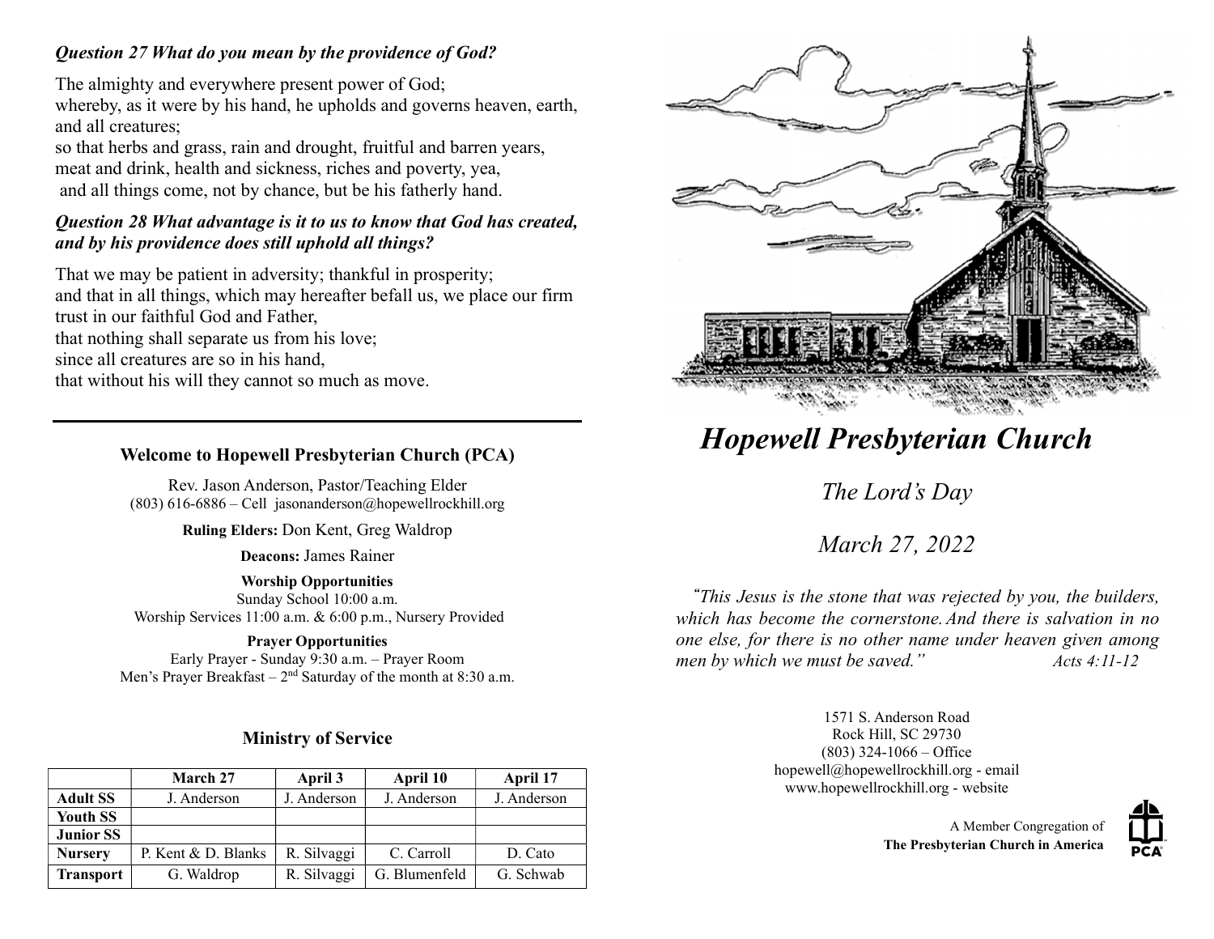***Question 27 What do you mean by the providence of God?***

The almighty and everywhere present power of God;
whereby, as it were by his hand, he upholds and governs heaven, earth, and all creatures;
so that herbs and grass, rain and drought, fruitful and barren years, meat and drink, health and sickness, riches and poverty, yea, and all things come, not by chance, but be his fatherly hand.

***Question 28 What advantage is it to us to know that God has created, and by his providence does still uphold all things?***

That we may be patient in adversity; thankful in prosperity;
and that in all things, which may hereafter befall us, we place our firm trust in our faithful God and Father,
that nothing shall separate us from his love;
since all creatures are so in his hand,
that without his will they cannot so much as move.

---

### Welcome to Hopewell Presbyterian Church (PCA)

Rev. Jason Anderson, Pastor/Teaching Elder
(803) 616-6886 – Cell jasonanderson@hopewellrockhill.org

**Ruling Elders:** Don Kent, Greg Waldrop

**Deacons:** James Rainer

**Worship Opportunities**
Sunday School 10:00 a.m.
Worship Services 11:00 a.m. & 6:00 p.m., Nursery Provided

**Prayer Opportunities**
Early Prayer - Sunday 9:30 a.m. – Prayer Room
Men's Prayer Breakfast – 2nd Saturday of the month at 8:30 a.m.

### Ministry of Service

| | March 27 | April 3 | April 10 | April 17 |
|---|---|---|---|---|
| **Adult SS** | J. Anderson | J. Anderson | J. Anderson | J. Anderson |
| **Youth SS** | | | | |
| **Junior SS** | | | | |
| **Nursery** | P. Kent & D. Blanks | R. Silvaggi | C. Carroll | D. Cato |
| **Transport** | G. Waldrop | R. Silvaggi | G. Blumenfeld | G. Schwab |

# *Hopewell Presbyterian Church*

*The Lord's Day*

*March 27, 2022*

*"This Jesus is the stone that was rejected by you, the builders, which has become the cornerstone. And there is salvation in no one else, for there is no other name under heaven given among men by which we must be saved."* *Acts 4:11-12*

1571 S. Anderson Road
Rock Hill, SC 29730
(803) 324-1066 – Office
hopewell@hopewellrockhill.org - email
www.hopewellrockhill.org - website

A Member Congregation of
**The Presbyterian Church in America**

PCA